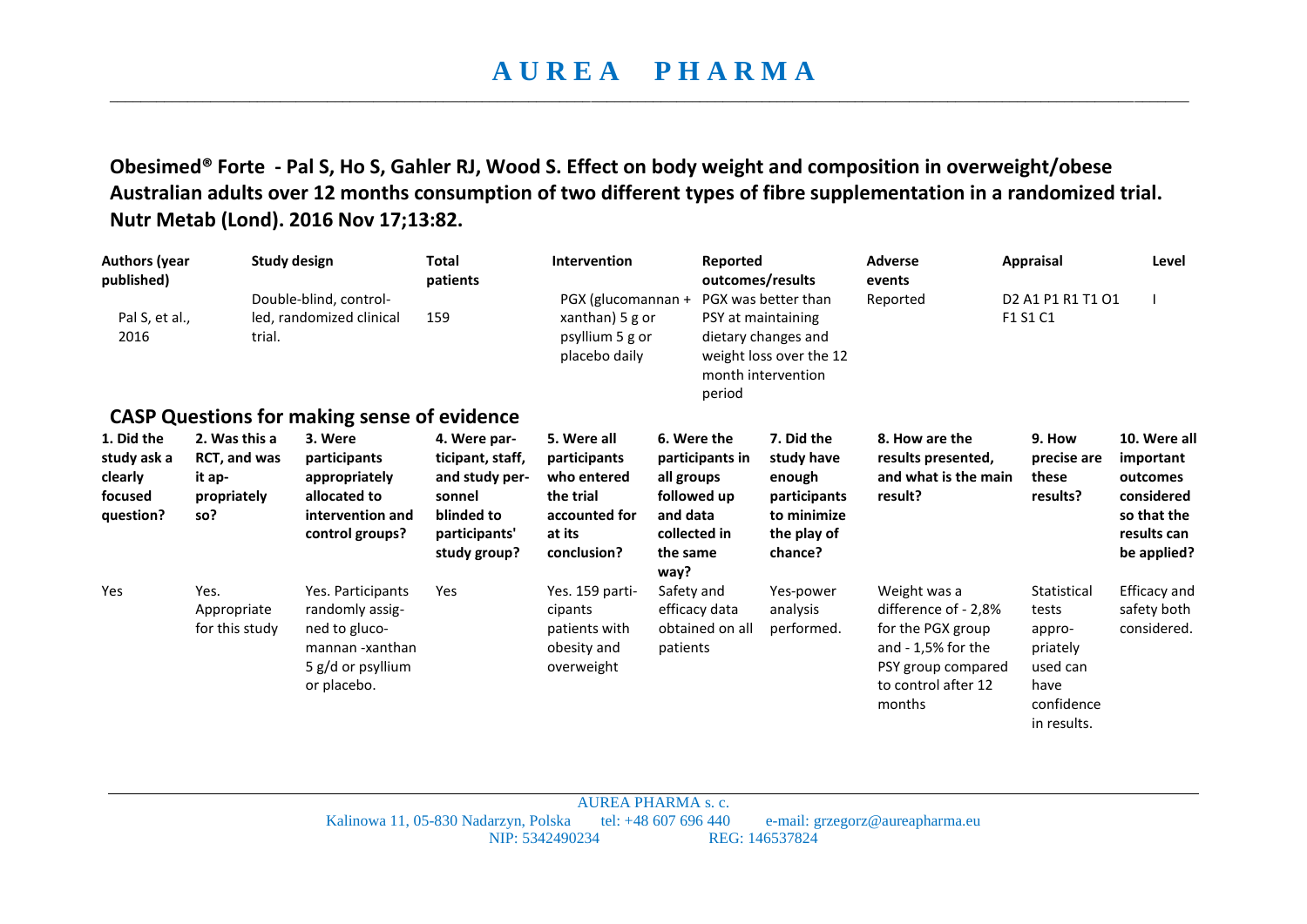# A U R E A   P H A R M A

**Obesimed® Forte - Pal S, Ho S, Gahler RJ, Wood S. Effect on body weight and composition in overweight/obese Australian adults over 12 months consumption of two different types of fibre supplementation in a randomized trial. Nutr Metab (Lond). 2016 Nov 17;13:82.**

| Authors (year published) | Study design | Total patients | Intervention | Reported outcomes/results | Adverse events | Appraisal | Level |
|---|---|---|---|---|---|---|---|
| Pal S, et al., 2016 | Double-blind, control-led, randomized clinical trial. | 159 | PGX (glucomannan + xanthan) 5 g or psyllium 5 g or placebo daily | PGX was better than PSY at maintaining dietary changes and weight loss over the 12 month intervention period | Reported | D2 A1 P1 R1 T1 O1 F1 S1 C1 | I |

## CASP Questions for making sense of evidence

| 1. Did the study ask a clearly focused question? | 2. Was this a RCT, and was it ap-propriately so? | 3. Were participants appropriately allocated to intervention and control groups? | 4. Were par-ticipant, staff, and study per-sonnel blinded to participants' study group? | 5. Were all participants who entered the trial accounted for at its conclusion? | 6. Were the participants in all groups followed up and data collected in the same way? | 7. Did the study have enough participants to minimize the play of chance? | 8. How are the results presented, and what is the main result? | 9. How precise are these results? | 10. Were all important outcomes considered so that the results can be applied? |
|---|---|---|---|---|---|---|---|---|---|
| Yes | Yes. Appropriate for this study | Yes. Participants randomly assig-ned to gluco-mannan -xanthan 5 g/d or psyllium or placebo. | Yes | Yes. 159 parti-cipants patients with obesity and overweight | Safety and efficacy data obtained on all patients | Yes-power analysis performed. | Weight was a difference of - 2,8% for the PGX group and - 1,5% for the PSY group compared to control after 12 months | Statistical tests appro-priately used can have confidence in results. | Efficacy and safety both considered. |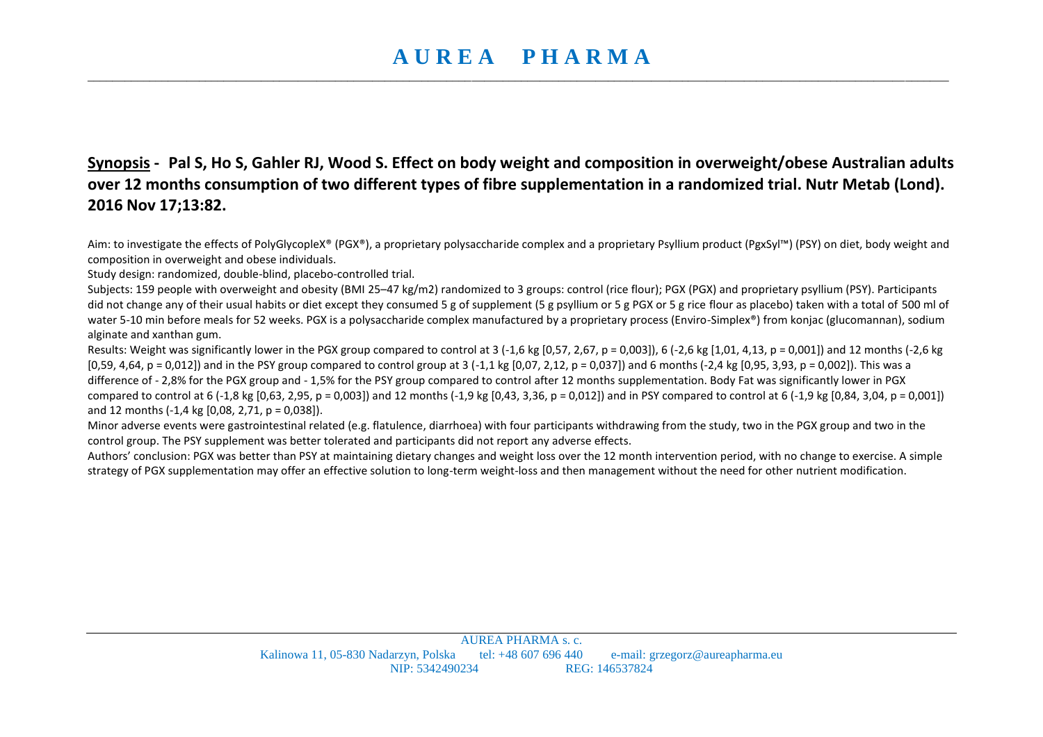## <u>Synopsis</u> - Pal S, Ho S, Gahler RJ, Wood S. Effect on body weight and composition in overweight/obese Australian adults over 12 months consumption of two different types of fibre supplementation in a randomized trial. Nutr Metab (Lond). 2016 Nov 17;13:82.

Aim: to investigate the effects of PolyGlycopleX® (PGX®), a proprietary polysaccharide complex and a proprietary Psyllium product (PgxSyl™) (PSY) on diet, body weight and composition in overweight and obese individuals.

Study design: randomized, double-blind, placebo-controlled trial.

Subjects: 159 people with overweight and obesity (BMI 25–47 kg/m2) randomized to 3 groups: control (rice flour); PGX (PGX) and proprietary psyllium (PSY). Participants did not change any of their usual habits or diet except they consumed 5 g of supplement (5 g psyllium or 5 g PGX or 5 g rice flour as placebo) taken with a total of 500 ml of water 5-10 min before meals for 52 weeks. PGX is a polysaccharide complex manufactured by a proprietary process (Enviro-Simplex®) from konjac (glucomannan), sodium alginate and xanthan gum.

Results: Weight was significantly lower in the PGX group compared to control at 3 (-1,6 kg [0,57, 2,67, p = 0,003]), 6 (-2,6 kg [1,01, 4,13, p = 0,001]) and 12 months (-2,6 kg [0,59, 4,64, p = 0,012]) and in the PSY group compared to control group at 3 (-1,1 kg [0,07, 2,12, p = 0,037]) and 6 months (-2,4 kg [0,95, 3,93, p = 0,002]). This was a difference of - 2,8% for the PGX group and - 1,5% for the PSY group compared to control after 12 months supplementation. Body Fat was significantly lower in PGX compared to control at 6 (-1,8 kg [0,63, 2,95, p = 0,003]) and 12 months (-1,9 kg [0,43, 3,36, p = 0,012]) and in PSY compared to control at 6 (-1,9 kg [0,84, 3,04, p = 0,001]) and 12 months (-1,4 kg [0,08, 2,71, p = 0,038]).

Minor adverse events were gastrointestinal related (e.g. flatulence, diarrhoea) with four participants withdrawing from the study, two in the PGX group and two in the control group. The PSY supplement was better tolerated and participants did not report any adverse effects.

Authors' conclusion: PGX was better than PSY at maintaining dietary changes and weight loss over the 12 month intervention period, with no change to exercise. A simple strategy of PGX supplementation may offer an effective solution to long-term weight-loss and then management without the need for other nutrient modification.